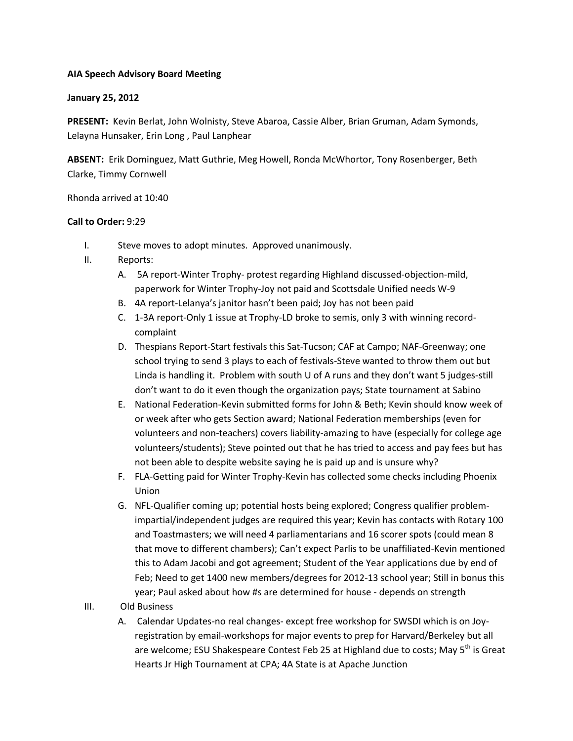**AIA Speech Advisory Board Meeting**

**January 25, 2012**

**PRESENT:** Kevin Berlat, John Wolnisty, Steve Abaroa, Cassie Alber, Brian Gruman, Adam Symonds, Lelayna Hunsaker, Erin Long , Paul Lanphear

**ABSENT:** Erik Dominguez, Matt Guthrie, Meg Howell, Ronda McWhortor, Tony Rosenberger, Beth Clarke, Timmy Cornwell

Rhonda arrived at 10:40

**Call to Order:** 9:29

I. Steve moves to adopt minutes. Approved unanimously.

II. Reports:

   A. 5A report-Winter Trophy- protest regarding Highland discussed-objection-mild, paperwork for Winter Trophy-Joy not paid and Scottsdale Unified needs W-9

   B. 4A report-Lelanya's janitor hasn't been paid; Joy has not been paid

   C. 1-3A report-Only 1 issue at Trophy-LD broke to semis, only 3 with winning record-complaint

   D. Thespians Report-Start festivals this Sat-Tucson; CAF at Campo; NAF-Greenway; one school trying to send 3 plays to each of festivals-Steve wanted to throw them out but Linda is handling it. Problem with south U of A runs and they don't want 5 judges-still don't want to do it even though the organization pays; State tournament at Sabino

   E. National Federation-Kevin submitted forms for John & Beth; Kevin should know week of or week after who gets Section award; National Federation memberships (even for volunteers and non-teachers) covers liability-amazing to have (especially for college age volunteers/students); Steve pointed out that he has tried to access and pay fees but has not been able to despite website saying he is paid up and is unsure why?

   F. FLA-Getting paid for Winter Trophy-Kevin has collected some checks including Phoenix Union

   G. NFL-Qualifier coming up; potential hosts being explored; Congress qualifier problem-impartial/independent judges are required this year; Kevin has contacts with Rotary 100 and Toastmasters; we will need 4 parliamentarians and 16 scorer spots (could mean 8 that move to different chambers); Can't expect Parlis to be unaffiliated-Kevin mentioned this to Adam Jacobi and got agreement; Student of the Year applications due by end of Feb; Need to get 1400 new members/degrees for 2012-13 school year; Still in bonus this year; Paul asked about how #s are determined for house - depends on strength

III. Old Business

   A. Calendar Updates-no real changes- except free workshop for SWSDI which is on Joy-registration by email-workshops for major events to prep for Harvard/Berkeley but all are welcome; ESU Shakespeare Contest Feb 25 at Highland due to costs; May 5th is Great Hearts Jr High Tournament at CPA; 4A State is at Apache Junction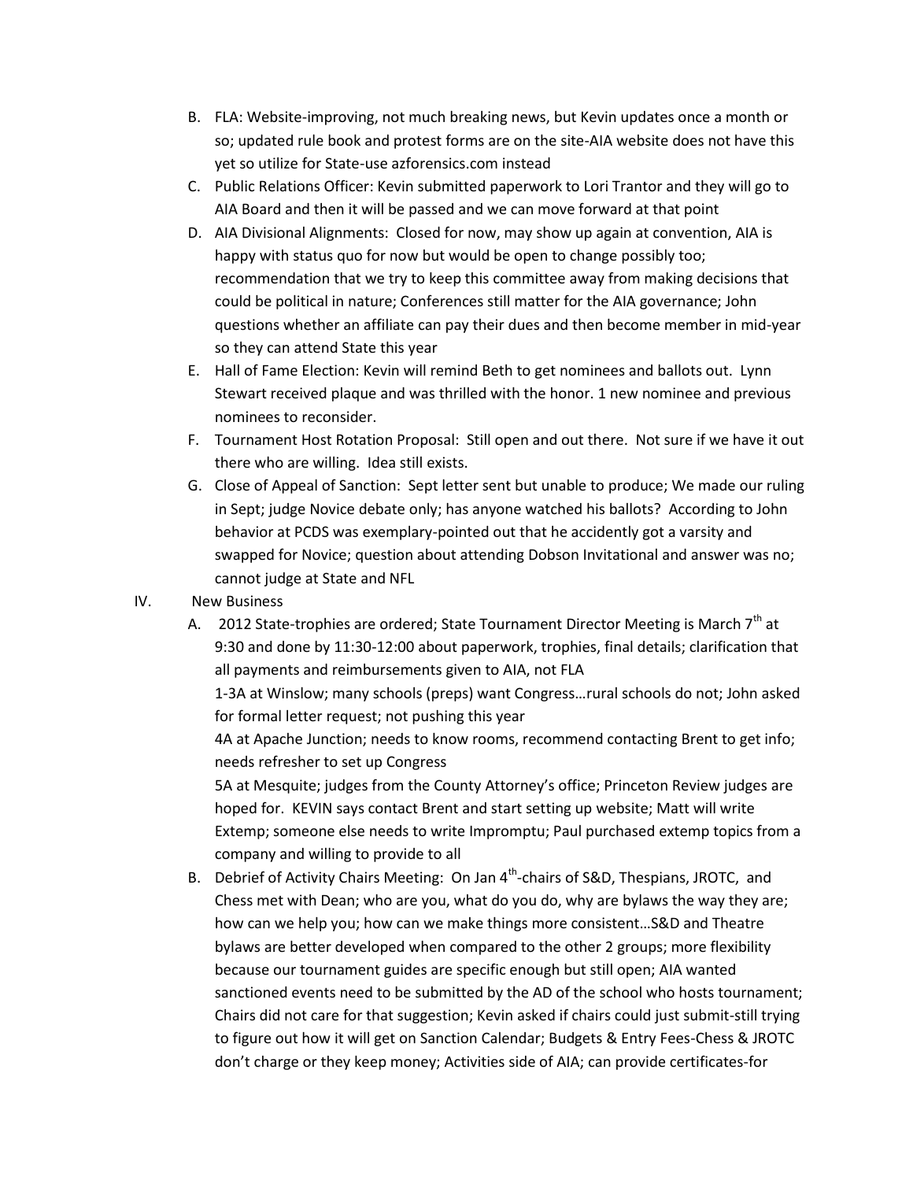B. FLA: Website-improving, not much breaking news, but Kevin updates once a month or so; updated rule book and protest forms are on the site-AIA website does not have this yet so utilize for State-use azforensics.com instead

C. Public Relations Officer: Kevin submitted paperwork to Lori Trantor and they will go to AIA Board and then it will be passed and we can move forward at that point

D. AIA Divisional Alignments: Closed for now, may show up again at convention, AIA is happy with status quo for now but would be open to change possibly too; recommendation that we try to keep this committee away from making decisions that could be political in nature; Conferences still matter for the AIA governance; John questions whether an affiliate can pay their dues and then become member in mid-year so they can attend State this year

E. Hall of Fame Election: Kevin will remind Beth to get nominees and ballots out. Lynn Stewart received plaque and was thrilled with the honor. 1 new nominee and previous nominees to reconsider.

F. Tournament Host Rotation Proposal: Still open and out there. Not sure if we have it out there who are willing. Idea still exists.

G. Close of Appeal of Sanction: Sept letter sent but unable to produce; We made our ruling in Sept; judge Novice debate only; has anyone watched his ballots? According to John behavior at PCDS was exemplary-pointed out that he accidently got a varsity and swapped for Novice; question about attending Dobson Invitational and answer was no; cannot judge at State and NFL

IV. New Business

A. 2012 State-trophies are ordered; State Tournament Director Meeting is March 7th at 9:30 and done by 11:30-12:00 about paperwork, trophies, final details; clarification that all payments and reimbursements given to AIA, not FLA

1-3A at Winslow; many schools (preps) want Congress…rural schools do not; John asked for formal letter request; not pushing this year

4A at Apache Junction; needs to know rooms, recommend contacting Brent to get info; needs refresher to set up Congress

5A at Mesquite; judges from the County Attorney's office; Princeton Review judges are hoped for. KEVIN says contact Brent and start setting up website; Matt will write Extemp; someone else needs to write Impromptu; Paul purchased extemp topics from a company and willing to provide to all

B. Debrief of Activity Chairs Meeting: On Jan 4th-chairs of S&D, Thespians, JROTC, and Chess met with Dean; who are you, what do you do, why are bylaws the way they are; how can we help you; how can we make things more consistent…S&D and Theatre bylaws are better developed when compared to the other 2 groups; more flexibility because our tournament guides are specific enough but still open; AIA wanted sanctioned events need to be submitted by the AD of the school who hosts tournament; Chairs did not care for that suggestion; Kevin asked if chairs could just submit-still trying to figure out how it will get on Sanction Calendar; Budgets & Entry Fees-Chess & JROTC don't charge or they keep money; Activities side of AIA; can provide certificates-for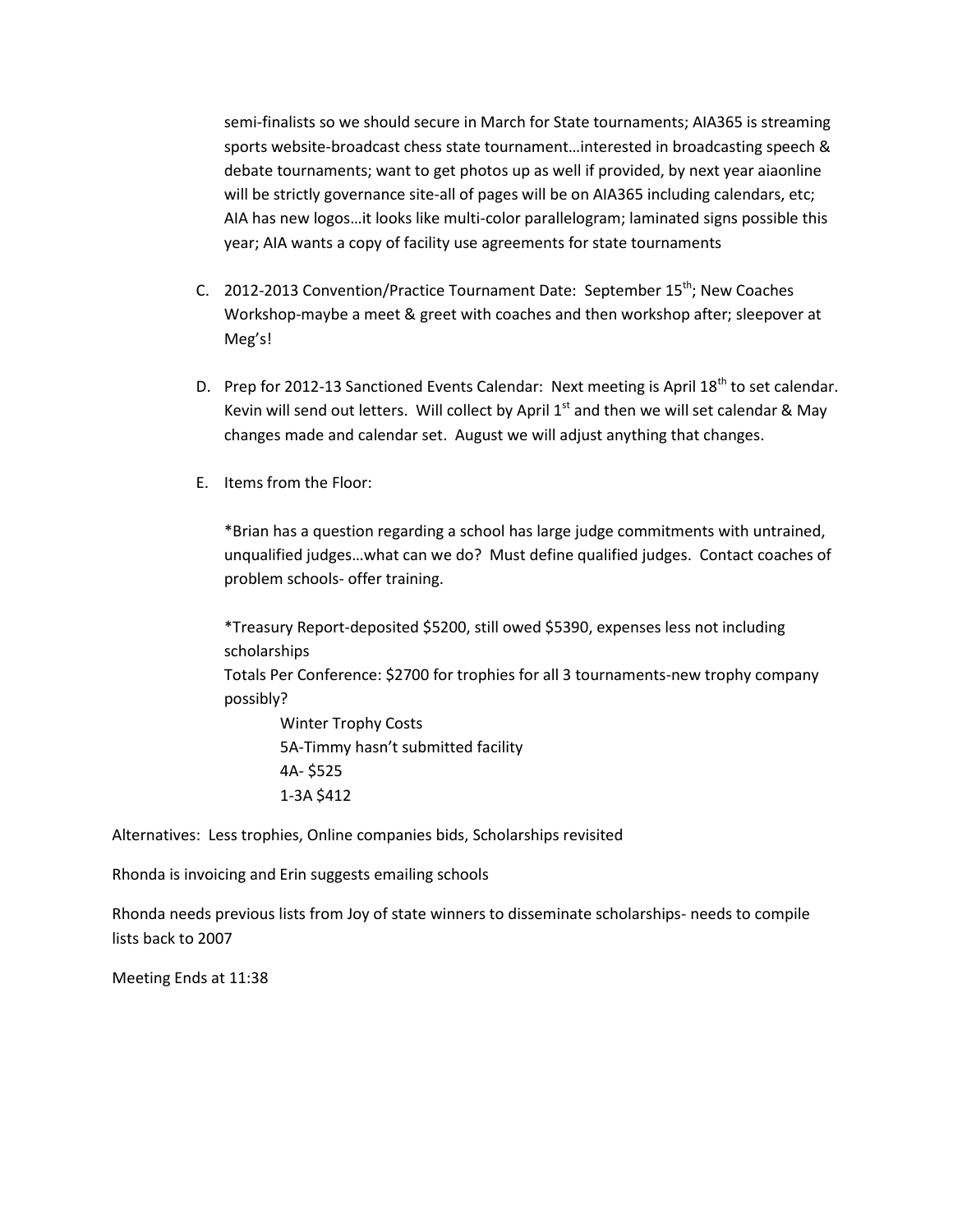semi-finalists so we should secure in March for State tournaments; AIA365 is streaming sports website-broadcast chess state tournament…interested in broadcasting speech & debate tournaments; want to get photos up as well if provided, by next year aiaonline will be strictly governance site-all of pages will be on AIA365 including calendars, etc; AIA has new logos…it looks like multi-color parallelogram; laminated signs possible this year; AIA wants a copy of facility use agreements for state tournaments

C. 2012-2013 Convention/Practice Tournament Date: September 15th; New Coaches Workshop-maybe a meet & greet with coaches and then workshop after; sleepover at Meg's!

D. Prep for 2012-13 Sanctioned Events Calendar: Next meeting is April 18th to set calendar. Kevin will send out letters. Will collect by April 1st and then we will set calendar & May changes made and calendar set. August we will adjust anything that changes.

E. Items from the Floor:

*Brian has a question regarding a school has large judge commitments with untrained, unqualified judges…what can we do? Must define qualified judges. Contact coaches of problem schools- offer training.

*Treasury Report-deposited $5200, still owed $5390, expenses less not including scholarships
Totals Per Conference: $2700 for trophies for all 3 tournaments-new trophy company possibly?

Winter Trophy Costs
5A-Timmy hasn't submitted facility
4A- $525
1-3A $412

Alternatives: Less trophies, Online companies bids, Scholarships revisited

Rhonda is invoicing and Erin suggests emailing schools

Rhonda needs previous lists from Joy of state winners to disseminate scholarships- needs to compile lists back to 2007

Meeting Ends at 11:38